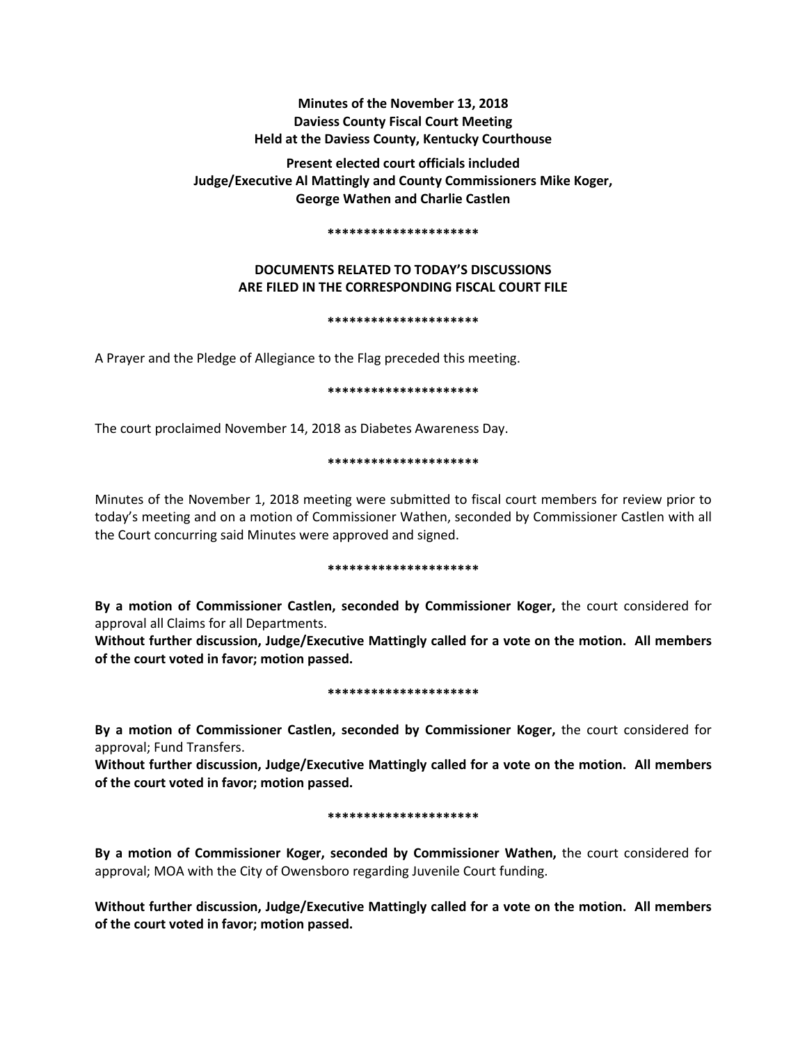**Minutes of the November 13, 2018**
**Daviess County Fiscal Court Meeting**
**Held at the Daviess County, Kentucky Courthouse**

**Present elected court officials included**
**Judge/Executive Al Mattingly and County Commissioners Mike Koger,**
**George Wathen and Charlie Castlen**

**\*\*\*\*\*\*\*\*\*\*\*\*\*\*\*\*\*\*\*\*\***

**DOCUMENTS RELATED TO TODAY'S DISCUSSIONS**
**ARE FILED IN THE CORRESPONDING FISCAL COURT FILE**

**\*\*\*\*\*\*\*\*\*\*\*\*\*\*\*\*\*\*\*\*\***

A Prayer and the Pledge of Allegiance to the Flag preceded this meeting.

**\*\*\*\*\*\*\*\*\*\*\*\*\*\*\*\*\*\*\*\*\***

The court proclaimed November 14, 2018 as Diabetes Awareness Day.

**\*\*\*\*\*\*\*\*\*\*\*\*\*\*\*\*\*\*\*\*\***

Minutes of the November 1, 2018 meeting were submitted to fiscal court members for review prior to today's meeting and on a motion of Commissioner Wathen, seconded by Commissioner Castlen with all the Court concurring said Minutes were approved and signed.

**\*\*\*\*\*\*\*\*\*\*\*\*\*\*\*\*\*\*\*\*\***

**By a motion of Commissioner Castlen, seconded by Commissioner Koger,** the court considered for approval all Claims for all Departments.
**Without further discussion, Judge/Executive Mattingly called for a vote on the motion. All members of the court voted in favor; motion passed.**

**\*\*\*\*\*\*\*\*\*\*\*\*\*\*\*\*\*\*\*\*\***

**By a motion of Commissioner Castlen, seconded by Commissioner Koger,** the court considered for approval; Fund Transfers.
**Without further discussion, Judge/Executive Mattingly called for a vote on the motion. All members of the court voted in favor; motion passed.**

**\*\*\*\*\*\*\*\*\*\*\*\*\*\*\*\*\*\*\*\*\***

**By a motion of Commissioner Koger, seconded by Commissioner Wathen,** the court considered for approval; MOA with the City of Owensboro regarding Juvenile Court funding.

**Without further discussion, Judge/Executive Mattingly called for a vote on the motion. All members of the court voted in favor; motion passed.**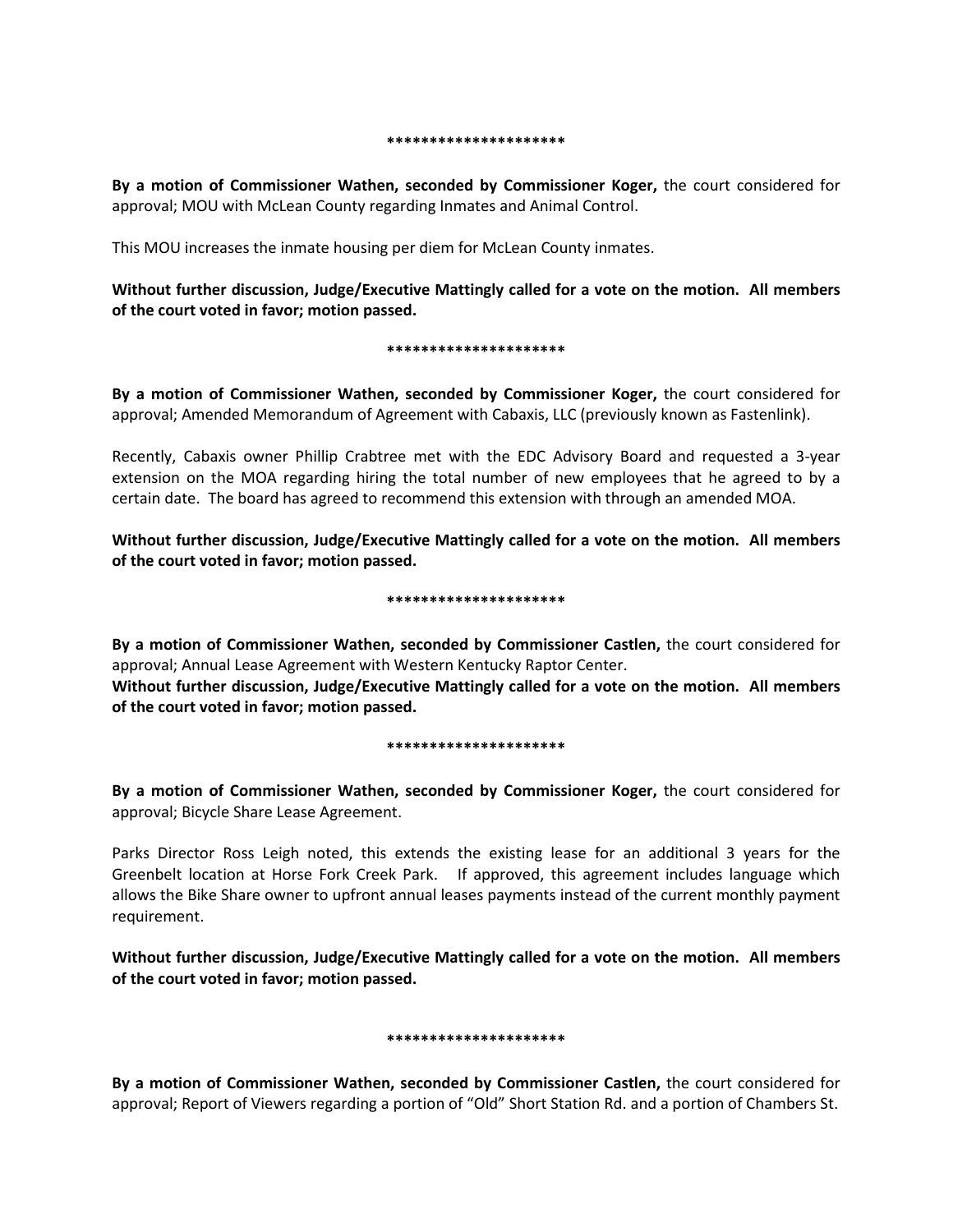*********************

**By a motion of Commissioner Wathen, seconded by Commissioner Koger,** the court considered for approval; MOU with McLean County regarding Inmates and Animal Control.

This MOU increases the inmate housing per diem for McLean County inmates.

**Without further discussion, Judge/Executive Mattingly called for a vote on the motion. All members of the court voted in favor; motion passed.**

*********************

**By a motion of Commissioner Wathen, seconded by Commissioner Koger,** the court considered for approval; Amended Memorandum of Agreement with Cabaxis, LLC (previously known as Fastenlink).

Recently, Cabaxis owner Phillip Crabtree met with the EDC Advisory Board and requested a 3-year extension on the MOA regarding hiring the total number of new employees that he agreed to by a certain date. The board has agreed to recommend this extension with through an amended MOA.

**Without further discussion, Judge/Executive Mattingly called for a vote on the motion. All members of the court voted in favor; motion passed.**

*********************

**By a motion of Commissioner Wathen, seconded by Commissioner Castlen,** the court considered for approval; Annual Lease Agreement with Western Kentucky Raptor Center.
**Without further discussion, Judge/Executive Mattingly called for a vote on the motion. All members of the court voted in favor; motion passed.**

*********************

**By a motion of Commissioner Wathen, seconded by Commissioner Koger,** the court considered for approval; Bicycle Share Lease Agreement.

Parks Director Ross Leigh noted, this extends the existing lease for an additional 3 years for the Greenbelt location at Horse Fork Creek Park. If approved, this agreement includes language which allows the Bike Share owner to upfront annual leases payments instead of the current monthly payment requirement.

**Without further discussion, Judge/Executive Mattingly called for a vote on the motion. All members of the court voted in favor; motion passed.**

*********************

**By a motion of Commissioner Wathen, seconded by Commissioner Castlen,** the court considered for approval; Report of Viewers regarding a portion of "Old" Short Station Rd. and a portion of Chambers St.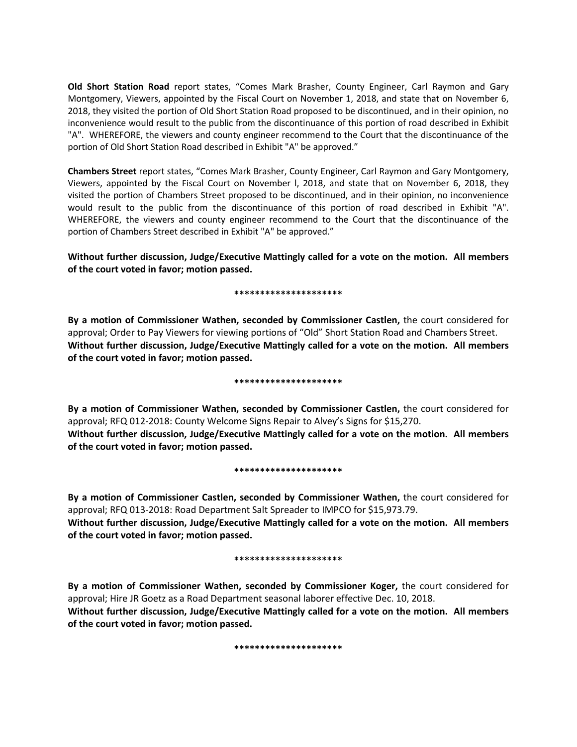**Old Short Station Road** report states, "Comes Mark Brasher, County Engineer, Carl Raymon and Gary Montgomery, Viewers, appointed by the Fiscal Court on November 1, 2018, and state that on November 6, 2018, they visited the portion of Old Short Station Road proposed to be discontinued, and in their opinion, no inconvenience would result to the public from the discontinuance of this portion of road described in Exhibit "A". WHEREFORE, the viewers and county engineer recommend to the Court that the discontinuance of the portion of Old Short Station Road described in Exhibit "A" be approved."

**Chambers Street** report states, "Comes Mark Brasher, County Engineer, Carl Raymon and Gary Montgomery, Viewers, appointed by the Fiscal Court on November l, 2018, and state that on November 6, 2018, they visited the portion of Chambers Street proposed to be discontinued, and in their opinion, no inconvenience would result to the public from the discontinuance of this portion of road described in Exhibit "A". WHEREFORE, the viewers and county engineer recommend to the Court that the discontinuance of the portion of Chambers Street described in Exhibit "A" be approved."

**Without further discussion, Judge/Executive Mattingly called for a vote on the motion. All members of the court voted in favor; motion passed.**

**********************

**By a motion of Commissioner Wathen, seconded by Commissioner Castlen,** the court considered for approval; Order to Pay Viewers for viewing portions of "Old" Short Station Road and Chambers Street.
**Without further discussion, Judge/Executive Mattingly called for a vote on the motion. All members of the court voted in favor; motion passed.**

**********************

**By a motion of Commissioner Wathen, seconded by Commissioner Castlen,** the court considered for approval; RFQ 012-2018: County Welcome Signs Repair to Alvey's Signs for $15,270.
**Without further discussion, Judge/Executive Mattingly called for a vote on the motion. All members of the court voted in favor; motion passed.**

**********************

**By a motion of Commissioner Castlen, seconded by Commissioner Wathen,** the court considered for approval; RFQ 013-2018: Road Department Salt Spreader to IMPCO for $15,973.79.
**Without further discussion, Judge/Executive Mattingly called for a vote on the motion. All members of the court voted in favor; motion passed.**

**********************

**By a motion of Commissioner Wathen, seconded by Commissioner Koger,** the court considered for approval; Hire JR Goetz as a Road Department seasonal laborer effective Dec. 10, 2018.
**Without further discussion, Judge/Executive Mattingly called for a vote on the motion. All members of the court voted in favor; motion passed.**

**********************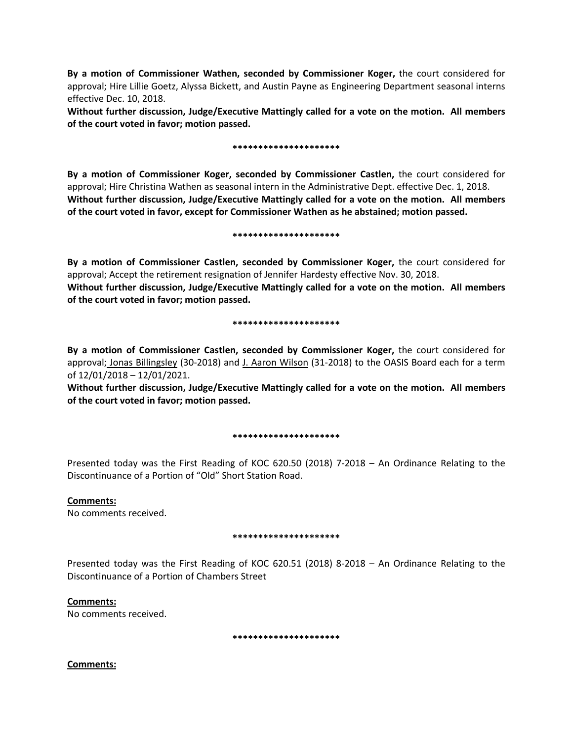**By a motion of Commissioner Wathen, seconded by Commissioner Koger,** the court considered for approval; Hire Lillie Goetz, Alyssa Bickett, and Austin Payne as Engineering Department seasonal interns effective Dec. 10, 2018.

**Without further discussion, Judge/Executive Mattingly called for a vote on the motion. All members of the court voted in favor; motion passed.**

**********************

**By a motion of Commissioner Koger, seconded by Commissioner Castlen,** the court considered for approval; Hire Christina Wathen as seasonal intern in the Administrative Dept. effective Dec. 1, 2018.

**Without further discussion, Judge/Executive Mattingly called for a vote on the motion. All members of the court voted in favor, except for Commissioner Wathen as he abstained; motion passed.**

**********************

**By a motion of Commissioner Castlen, seconded by Commissioner Koger,** the court considered for approval; Accept the retirement resignation of Jennifer Hardesty effective Nov. 30, 2018.

**Without further discussion, Judge/Executive Mattingly called for a vote on the motion. All members of the court voted in favor; motion passed.**

**********************

**By a motion of Commissioner Castlen, seconded by Commissioner Koger,** the court considered for approval; Jonas Billingsley (30-2018) and J. Aaron Wilson (31-2018) to the OASIS Board each for a term of 12/01/2018 – 12/01/2021.

**Without further discussion, Judge/Executive Mattingly called for a vote on the motion. All members of the court voted in favor; motion passed.**

**********************

Presented today was the First Reading of KOC 620.50 (2018) 7-2018 – An Ordinance Relating to the Discontinuance of a Portion of "Old" Short Station Road.

**Comments:**

No comments received.

**********************

Presented today was the First Reading of KOC 620.51 (2018) 8-2018 – An Ordinance Relating to the Discontinuance of a Portion of Chambers Street

**Comments:**

No comments received.

**********************

**Comments:**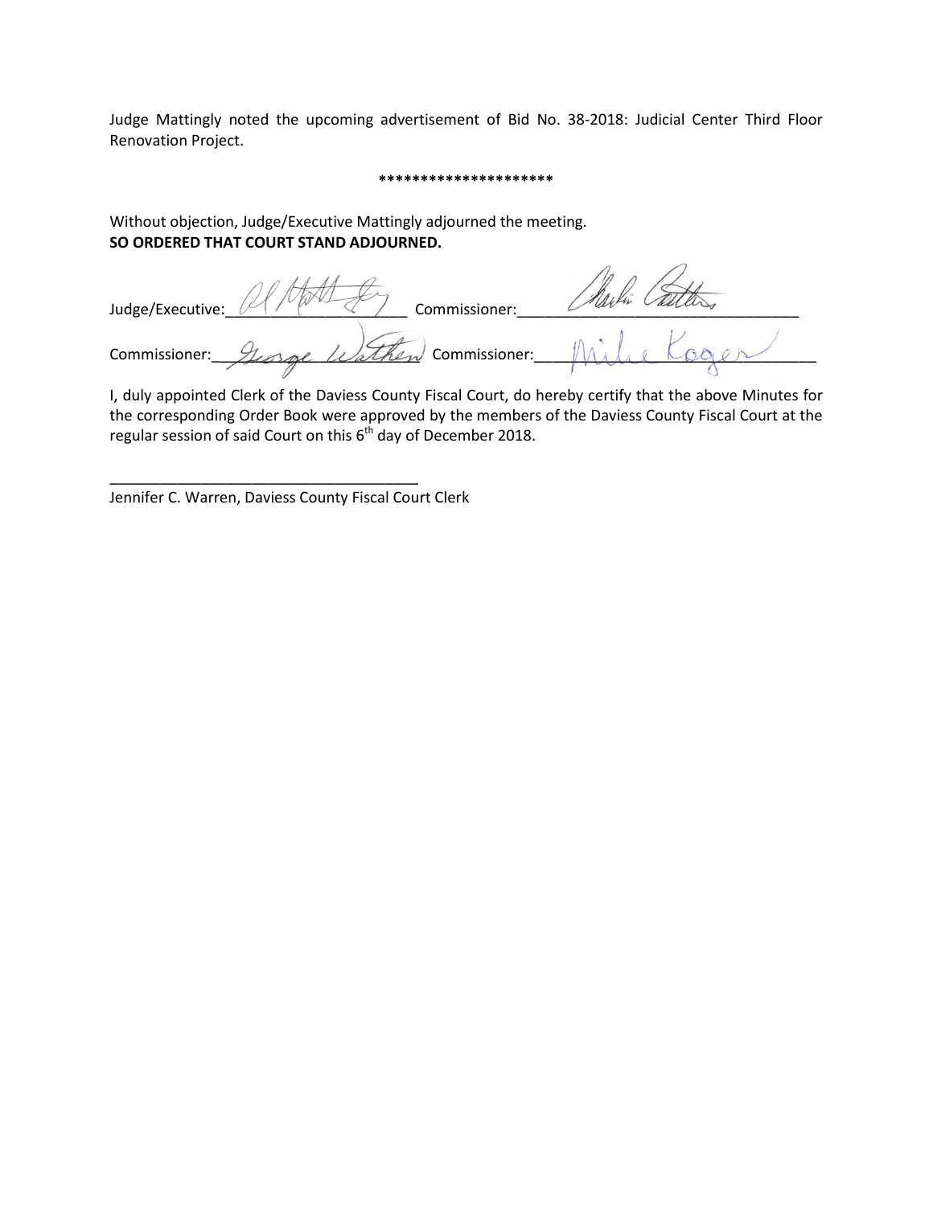Judge Mattingly noted the upcoming advertisement of Bid No. 38-2018: Judicial Center Third Floor Renovation Project.

*********************

Without objection, Judge/Executive Mattingly adjourned the meeting.
**SO ORDERED THAT COURT STAND ADJOURNED.**

Judge/Executive:____________________ Commissioner:________________________________

Commissioner:____________________ Commissioner:________________________________

I, duly appointed Clerk of the Daviess County Fiscal Court, do hereby certify that the above Minutes for the corresponding Order Book were approved by the members of the Daviess County Fiscal Court at the regular session of said Court on this 6th day of December 2018.

_____________________________________
Jennifer C. Warren, Daviess County Fiscal Court Clerk